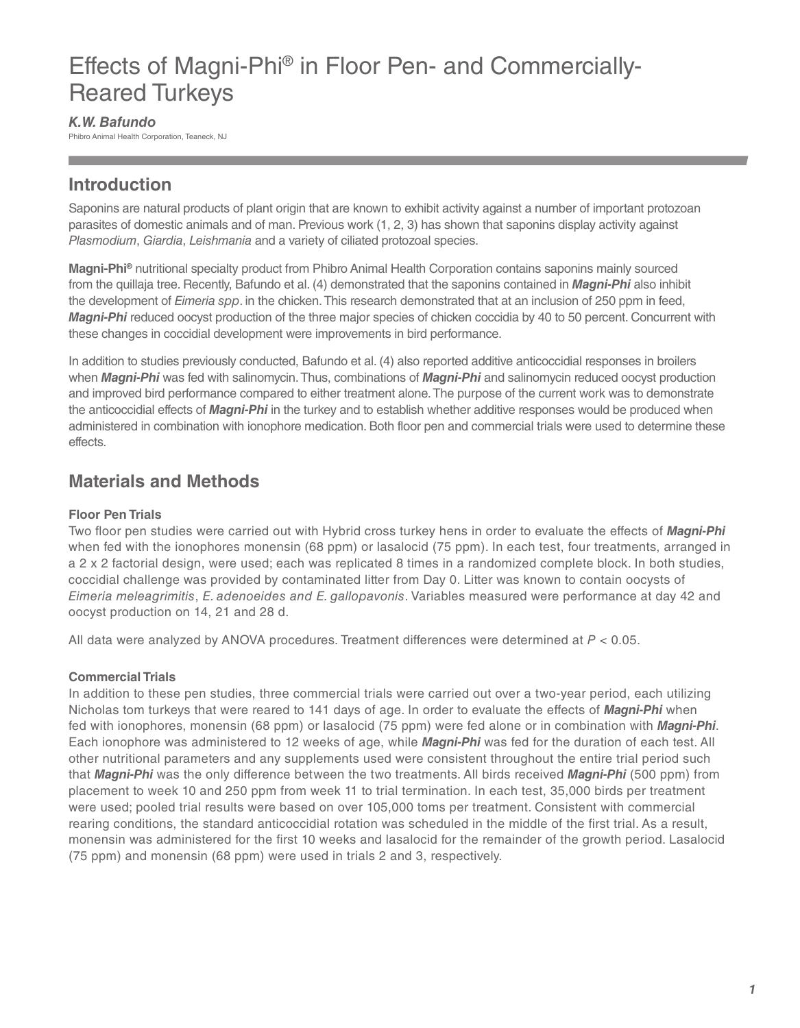# Effects of Magni-Phi® in Floor Pen- and Commercially-Reared Turkeys

***K.W. Bafundo***

Phibro Animal Health Corporation, Teaneck, NJ

## Introduction

Saponins are natural products of plant origin that are known to exhibit activity against a number of important protozoan parasites of domestic animals and of man. Previous work (1, 2, 3) has shown that saponins display activity against *Plasmodium*, *Giardia*, *Leishmania* and a variety of ciliated protozoal species.

**Magni-Phi®** nutritional specialty product from Phibro Animal Health Corporation contains saponins mainly sourced from the quillaja tree. Recently, Bafundo et al. (4) demonstrated that the saponins contained in ***Magni-Phi*** also inhibit the development of *Eimeria spp*. in the chicken. This research demonstrated that at an inclusion of 250 ppm in feed, ***Magni-Phi*** reduced oocyst production of the three major species of chicken coccidia by 40 to 50 percent. Concurrent with these changes in coccidial development were improvements in bird performance.

In addition to studies previously conducted, Bafundo et al. (4) also reported additive anticoccidial responses in broilers when ***Magni-Phi*** was fed with salinomycin. Thus, combinations of ***Magni-Phi*** and salinomycin reduced oocyst production and improved bird performance compared to either treatment alone. The purpose of the current work was to demonstrate the anticoccidial effects of ***Magni-Phi*** in the turkey and to establish whether additive responses would be produced when administered in combination with ionophore medication. Both floor pen and commercial trials were used to determine these effects.

## Materials and Methods

### Floor Pen Trials

Two floor pen studies were carried out with Hybrid cross turkey hens in order to evaluate the effects of ***Magni-Phi*** when fed with the ionophores monensin (68 ppm) or lasalocid (75 ppm). In each test, four treatments, arranged in a 2 x 2 factorial design, were used; each was replicated 8 times in a randomized complete block. In both studies, coccidial challenge was provided by contaminated litter from Day 0. Litter was known to contain oocysts of *Eimeria meleagrimitis*, *E. adenoeides and E. gallopavonis*. Variables measured were performance at day 42 and oocyst production on 14, 21 and 28 d.

All data were analyzed by ANOVA procedures. Treatment differences were determined at $P < 0.05$.

### Commercial Trials

In addition to these pen studies, three commercial trials were carried out over a two-year period, each utilizing Nicholas tom turkeys that were reared to 141 days of age. In order to evaluate the effects of ***Magni-Phi*** when fed with ionophores, monensin (68 ppm) or lasalocid (75 ppm) were fed alone or in combination with ***Magni-Phi***. Each ionophore was administered to 12 weeks of age, while ***Magni-Phi*** was fed for the duration of each test. All other nutritional parameters and any supplements used were consistent throughout the entire trial period such that ***Magni-Phi*** was the only difference between the two treatments. All birds received ***Magni-Phi*** (500 ppm) from placement to week 10 and 250 ppm from week 11 to trial termination. In each test, 35,000 birds per treatment were used; pooled trial results were based on over 105,000 toms per treatment. Consistent with commercial rearing conditions, the standard anticoccidial rotation was scheduled in the middle of the first trial. As a result, monensin was administered for the first 10 weeks and lasalocid for the remainder of the growth period. Lasalocid (75 ppm) and monensin (68 ppm) were used in trials 2 and 3, respectively.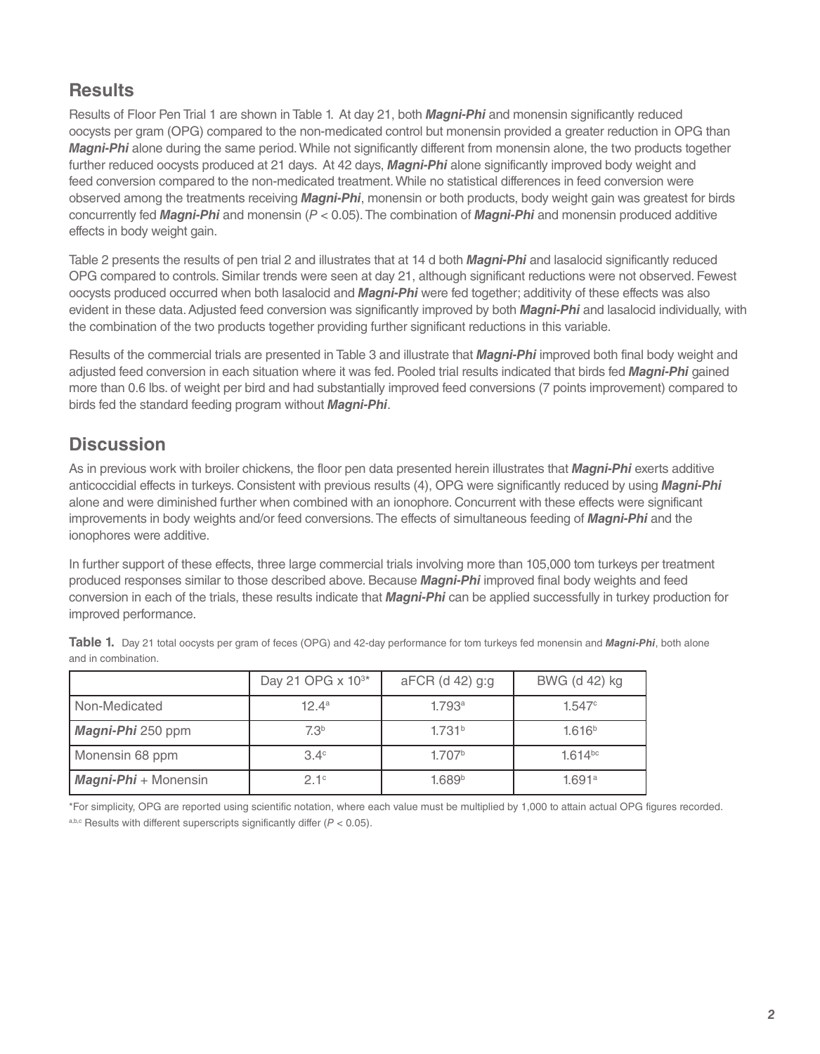## Results

Results of Floor Pen Trial 1 are shown in Table 1. At day 21, both ***Magni-Phi*** and monensin significantly reduced oocysts per gram (OPG) compared to the non-medicated control but monensin provided a greater reduction in OPG than ***Magni-Phi*** alone during the same period. While not significantly different from monensin alone, the two products together further reduced oocysts produced at 21 days. At 42 days, ***Magni-Phi*** alone significantly improved body weight and feed conversion compared to the non-medicated treatment. While no statistical differences in feed conversion were observed among the treatments receiving ***Magni-Phi***, monensin or both products, body weight gain was greatest for birds concurrently fed ***Magni-Phi*** and monensin ($P < 0.05$). The combination of ***Magni-Phi*** and monensin produced additive effects in body weight gain.

Table 2 presents the results of pen trial 2 and illustrates that at 14 d both ***Magni-Phi*** and lasalocid significantly reduced OPG compared to controls. Similar trends were seen at day 21, although significant reductions were not observed. Fewest oocysts produced occurred when both lasalocid and ***Magni-Phi*** were fed together; additivity of these effects was also evident in these data. Adjusted feed conversion was significantly improved by both ***Magni-Phi*** and lasalocid individually, with the combination of the two products together providing further significant reductions in this variable.

Results of the commercial trials are presented in Table 3 and illustrate that ***Magni-Phi*** improved both final body weight and adjusted feed conversion in each situation where it was fed. Pooled trial results indicated that birds fed ***Magni-Phi*** gained more than 0.6 lbs. of weight per bird and had substantially improved feed conversions (7 points improvement) compared to birds fed the standard feeding program without ***Magni-Phi***.

## Discussion

As in previous work with broiler chickens, the floor pen data presented herein illustrates that ***Magni-Phi*** exerts additive anticoccidial effects in turkeys. Consistent with previous results (4), OPG were significantly reduced by using ***Magni-Phi*** alone and were diminished further when combined with an ionophore. Concurrent with these effects were significant improvements in body weights and/or feed conversions. The effects of simultaneous feeding of ***Magni-Phi*** and the ionophores were additive.

In further support of these effects, three large commercial trials involving more than 105,000 tom turkeys per treatment produced responses similar to those described above. Because ***Magni-Phi*** improved final body weights and feed conversion in each of the trials, these results indicate that ***Magni-Phi*** can be applied successfully in turkey production for improved performance.

**Table 1.** Day 21 total oocysts per gram of feces (OPG) and 42-day performance for tom turkeys fed monensin and ***Magni-Phi***, both alone and in combination.

| | Day 21 OPG x $10^3$* | aFCR (d 42) g:g | BWG (d 42) kg |
|---|---|---|---|
| Non-Medicated | $12.4^{a}$ | $1.793^{a}$ | $1.547^{c}$ |
| ***Magni-Phi*** 250 ppm | $7.3^{b}$ | $1.731^{b}$ | $1.616^{b}$ |
| Monensin 68 ppm | $3.4^{c}$ | $1.707^{b}$ | $1.614^{bc}$ |
| ***Magni-Phi*** + Monensin | $2.1^{c}$ | $1.689^{b}$ | $1.691^{a}$ |

*For simplicity, OPG are reported using scientific notation, where each value must be multiplied by 1,000 to attain actual OPG figures recorded.

[a,b,c] Results with different superscripts significantly differ ($P < 0.05$).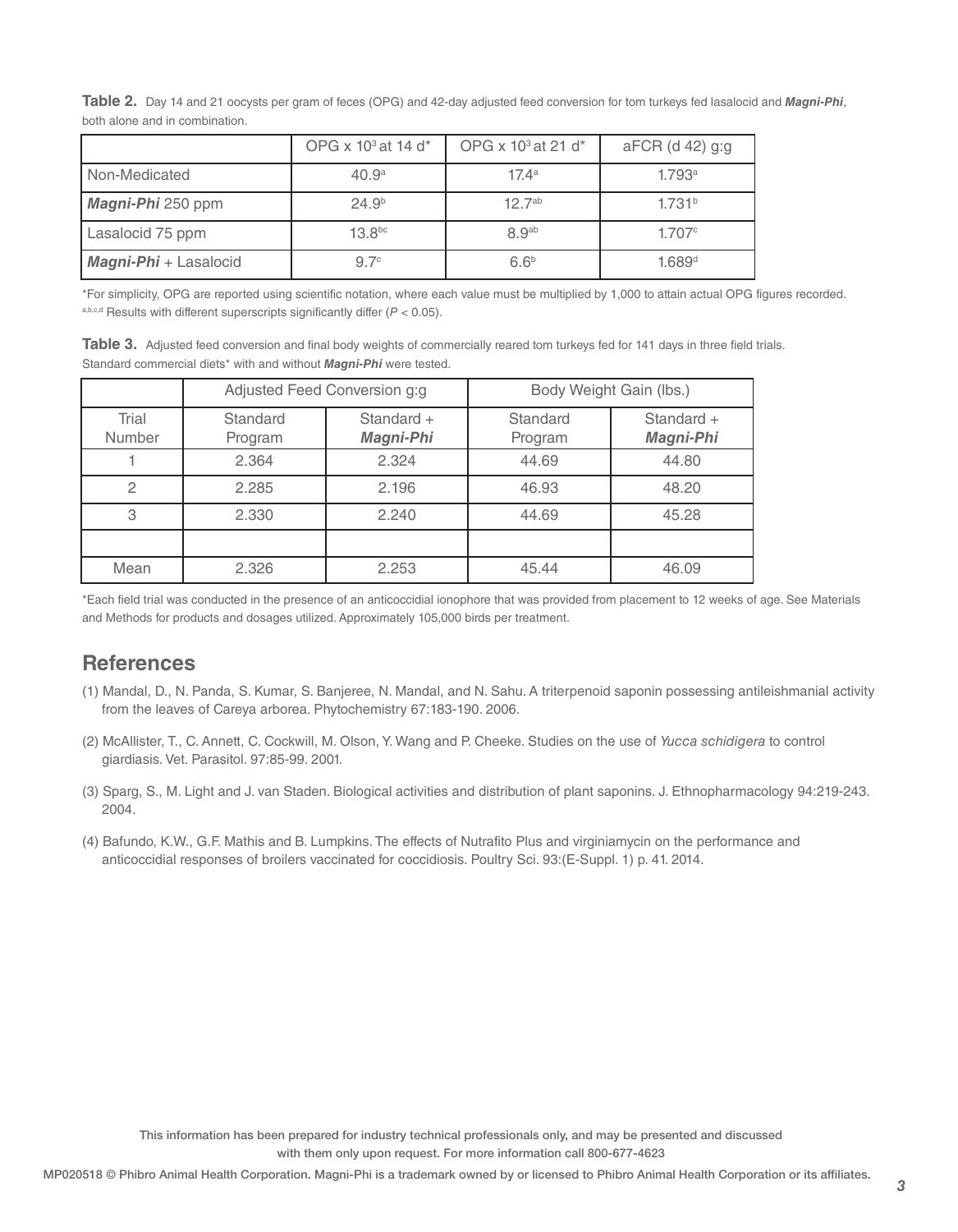**Table 2.** Day 14 and 21 oocysts per gram of feces (OPG) and 42-day adjusted feed conversion for tom turkeys fed lasalocid and ***Magni-Phi***, both alone and in combination.

| | OPG x $10^3$ at 14 d* | OPG x $10^3$ at 21 d* | aFCR (d 42) g:g |
|---|---|---|---|
| Non-Medicated | 40.9[a] | 17.4[a] | 1.793[a] |
| ***Magni-Phi*** 250 ppm | 24.9[b] | 12.7[ab] | 1.731[b] |
| Lasalocid 75 ppm | 13.8[bc] | 8.9[ab] | 1.707[c] |
| ***Magni-Phi*** + Lasalocid | 9.7[c] | 6.6[b] | 1.689[d] |

*For simplicity, OPG are reported using scientific notation, where each value must be multiplied by 1,000 to attain actual OPG figures recorded.
[a,b,c,d] Results with different superscripts significantly differ ($P < 0.05$).

**Table 3.** Adjusted feed conversion and final body weights of commercially reared tom turkeys fed for 141 days in three field trials. Standard commercial diets* with and without ***Magni-Phi*** were tested.

| | Adjusted Feed Conversion g:g | | Body Weight Gain (lbs.) | |
|---|---|---|---|---|
| Trial Number | Standard Program | Standard + ***Magni-Phi*** | Standard Program | Standard + ***Magni-Phi*** |
| 1 | 2.364 | 2.324 | 44.69 | 44.80 |
| 2 | 2.285 | 2.196 | 46.93 | 48.20 |
| 3 | 2.330 | 2.240 | 44.69 | 45.28 |
| | | | | |
| Mean | 2.326 | 2.253 | 45.44 | 46.09 |

*Each field trial was conducted in the presence of an anticoccidial ionophore that was provided from placement to 12 weeks of age. See Materials and Methods for products and dosages utilized. Approximately 105,000 birds per treatment.

## References

(1) Mandal, D., N. Panda, S. Kumar, S. Banjeree, N. Mandal, and N. Sahu. A triterpenoid saponin possessing antileishmanial activity from the leaves of Careya arborea. Phytochemistry 67:183-190. 2006.

(2) McAllister, T., C. Annett, C. Cockwill, M. Olson, Y. Wang and P. Cheeke. Studies on the use of *Yucca schidigera* to control giardiasis. Vet. Parasitol. 97:85-99. 2001.

(3) Sparg, S., M. Light and J. van Staden. Biological activities and distribution of plant saponins. J. Ethnopharmacology 94:219-243. 2004.

(4) Bafundo, K.W., G.F. Mathis and B. Lumpkins. The effects of Nutrafito Plus and virginiamycin on the performance and anticoccidial responses of broilers vaccinated for coccidiosis. Poultry Sci. 93:(E-Suppl. 1) p. 41. 2014.

This information has been prepared for industry technical professionals only, and may be presented and discussed with them only upon request. For more information call 800-677-4623

MP020518 © Phibro Animal Health Corporation. Magni-Phi is a trademark owned by or licensed to Phibro Animal Health Corporation or its affiliates.